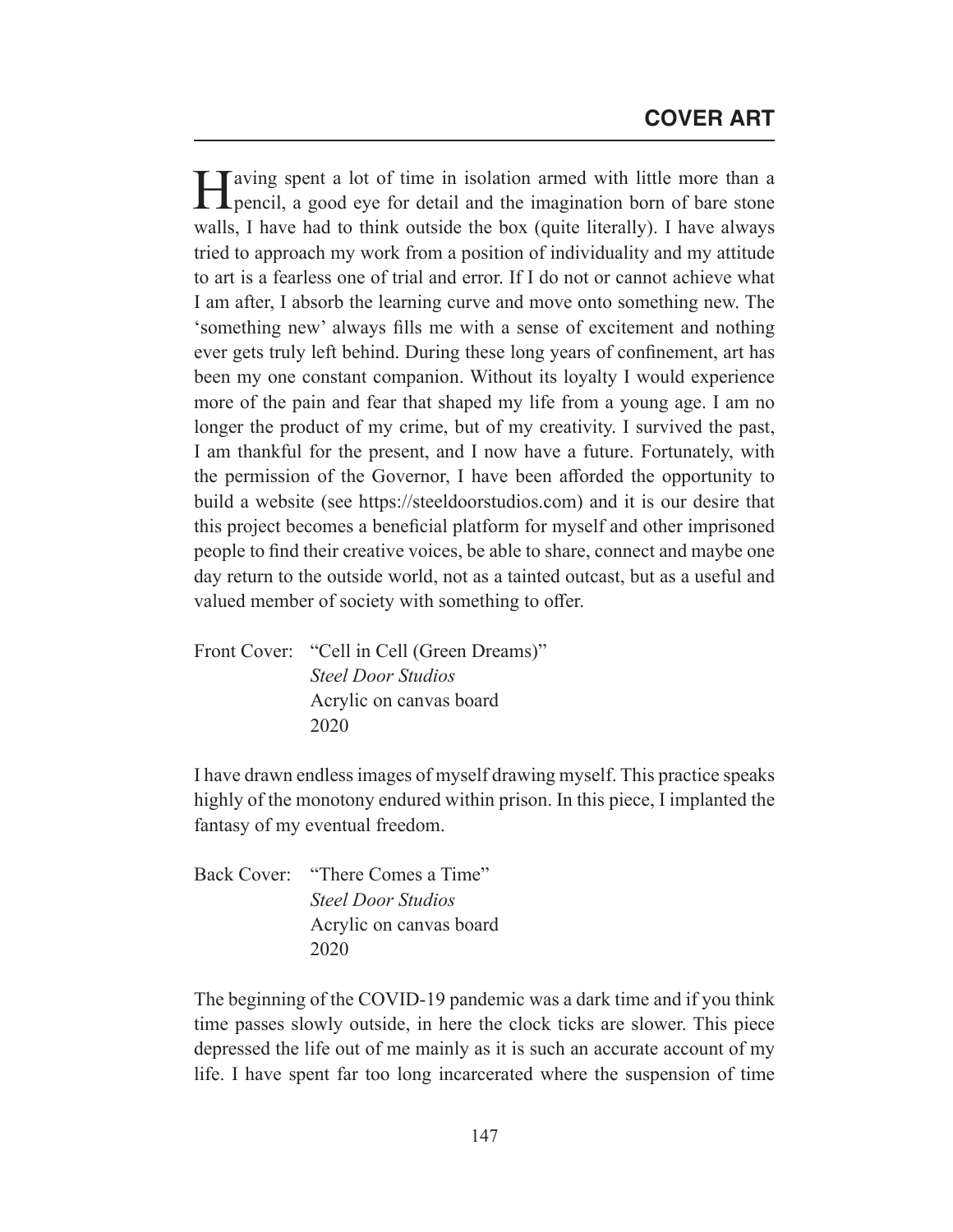## COVER ART

Having spent a lot of time in isolation armed with little more than a pencil, a good eye for detail and the imagination born of bare stone walls, I have had to think outside the box (quite literally). I have always tried to approach my work from a position of individuality and my attitude to art is a fearless one of trial and error. If I do not or cannot achieve what I am after, I absorb the learning curve and move onto something new. The 'something new' always fills me with a sense of excitement and nothing ever gets truly left behind. During these long years of confinement, art has been my one constant companion. Without its loyalty I would experience more of the pain and fear that shaped my life from a young age. I am no longer the product of my crime, but of my creativity. I survived the past, I am thankful for the present, and I now have a future. Fortunately, with the permission of the Governor, I have been afforded the opportunity to build a website (see https://steeldoorstudios.com) and it is our desire that this project becomes a beneficial platform for myself and other imprisoned people to find their creative voices, be able to share, connect and maybe one day return to the outside world, not as a tainted outcast, but as a useful and valued member of society with something to offer.

Front Cover: "Cell in Cell (Green Dreams)"
*Steel Door Studios*
Acrylic on canvas board
2020

I have drawn endless images of myself drawing myself. This practice speaks highly of the monotony endured within prison. In this piece, I implanted the fantasy of my eventual freedom.

Back Cover: "There Comes a Time"
*Steel Door Studios*
Acrylic on canvas board
2020

The beginning of the COVID-19 pandemic was a dark time and if you think time passes slowly outside, in here the clock ticks are slower. This piece depressed the life out of me mainly as it is such an accurate account of my life. I have spent far too long incarcerated where the suspension of time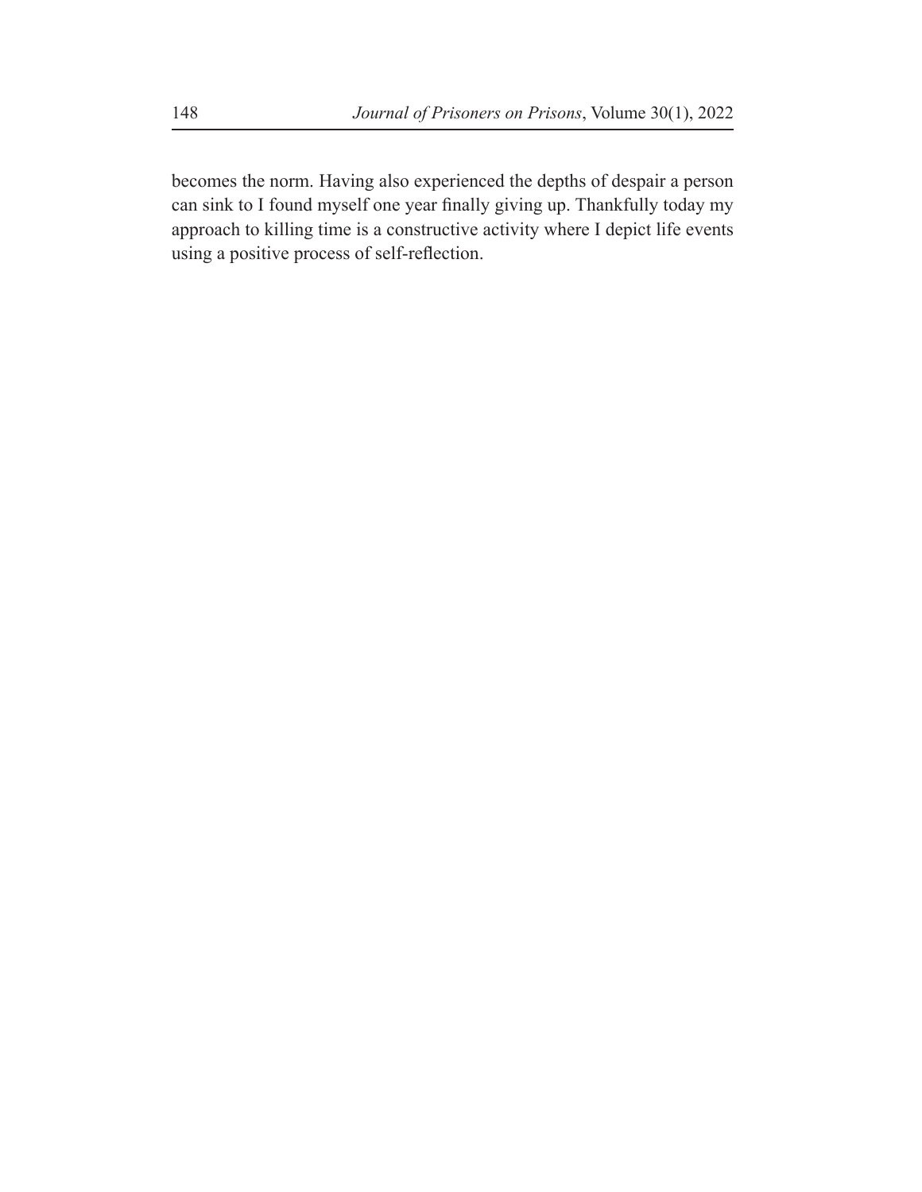becomes the norm. Having also experienced the depths of despair a person can sink to I found myself one year finally giving up. Thankfully today my approach to killing time is a constructive activity where I depict life events using a positive process of self-reflection.